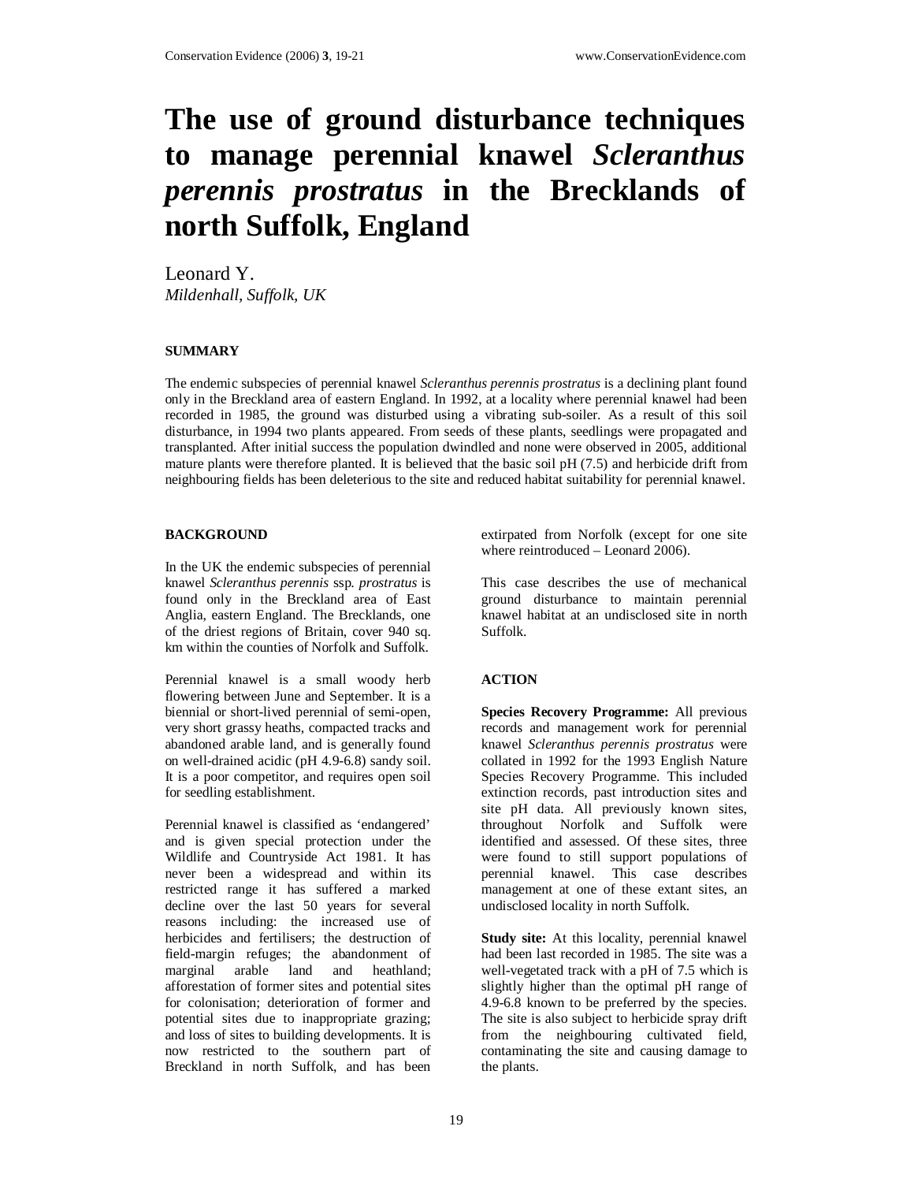# The use of ground disturbance techniques to manage perennial knawel *Scleranthus perennis prostratus* in the Brecklands of north Suffolk, England

Leonard Y.
*Mildenhall, Suffolk, UK*

## SUMMARY

The endemic subspecies of perennial knawel *Scleranthus perennis prostratus* is a declining plant found only in the Breckland area of eastern England. In 1992, at a locality where perennial knawel had been recorded in 1985, the ground was disturbed using a vibrating sub-soiler. As a result of this soil disturbance, in 1994 two plants appeared. From seeds of these plants, seedlings were propagated and transplanted. After initial success the population dwindled and none were observed in 2005, additional mature plants were therefore planted. It is believed that the basic soil pH (7.5) and herbicide drift from neighbouring fields has been deleterious to the site and reduced habitat suitability for perennial knawel.

## BACKGROUND

In the UK the endemic subspecies of perennial knawel *Scleranthus perennis* ssp. *prostratus* is found only in the Breckland area of East Anglia, eastern England. The Brecklands, one of the driest regions of Britain, cover 940 sq. km within the counties of Norfolk and Suffolk.

Perennial knawel is a small woody herb flowering between June and September. It is a biennial or short-lived perennial of semi-open, very short grassy heaths, compacted tracks and abandoned arable land, and is generally found on well-drained acidic (pH 4.9-6.8) sandy soil. It is a poor competitor, and requires open soil for seedling establishment.

Perennial knawel is classified as 'endangered' and is given special protection under the Wildlife and Countryside Act 1981. It has never been a widespread and within its restricted range it has suffered a marked decline over the last 50 years for several reasons including: the increased use of herbicides and fertilisers; the destruction of field-margin refuges; the abandonment of marginal arable land and heathland; afforestation of former sites and potential sites for colonisation; deterioration of former and potential sites due to inappropriate grazing; and loss of sites to building developments. It is now restricted to the southern part of Breckland in north Suffolk, and has been extirpated from Norfolk (except for one site where reintroduced – Leonard 2006).

This case describes the use of mechanical ground disturbance to maintain perennial knawel habitat at an undisclosed site in north Suffolk.

## ACTION

**Species Recovery Programme:** All previous records and management work for perennial knawel *Scleranthus perennis prostratus* were collated in 1992 for the 1993 English Nature Species Recovery Programme. This included extinction records, past introduction sites and site pH data. All previously known sites, throughout Norfolk and Suffolk were identified and assessed. Of these sites, three were found to still support populations of perennial knawel. This case describes management at one of these extant sites, an undisclosed locality in north Suffolk.

**Study site:** At this locality, perennial knawel had been last recorded in 1985. The site was a well-vegetated track with a pH of 7.5 which is slightly higher than the optimal pH range of 4.9-6.8 known to be preferred by the species. The site is also subject to herbicide spray drift from the neighbouring cultivated field, contaminating the site and causing damage to the plants.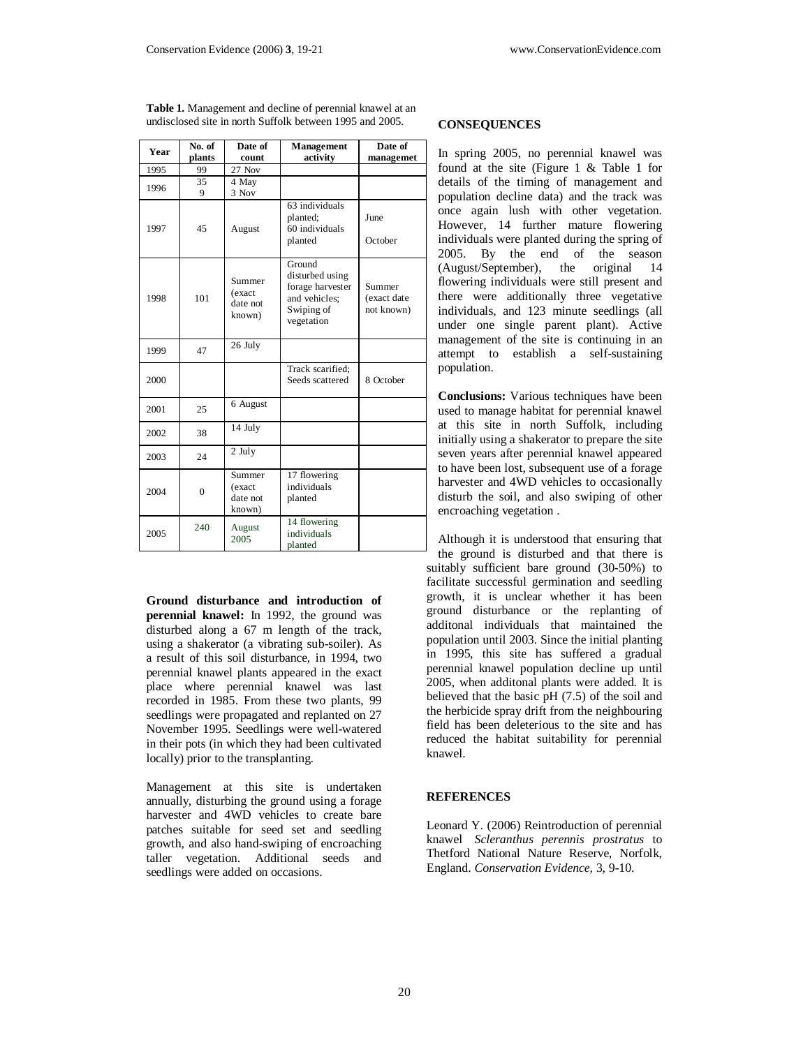**Table 1.** Management and decline of perennial knawel at an undisclosed site in north Suffolk between 1995 and 2005.

| Year | No. of plants | Date of count | Management activity | Date of managemet |
|---|---|---|---|---|
| 1995 | 99 | 27 Nov | | |
| 1996 | 35<br>9 | 4 May<br>3 Nov | | |
| 1997 | 45 | August | 63 individuals planted;<br>60 individuals planted | June<br>October |
| 1998 | 101 | Summer (exact date not known) | Ground disturbed using forage harvester and vehicles; Swiping of vegetation | Summer (exact date not known) |
| 1999 | 47 | 26 July | | |
| 2000 | | | Track scarified; Seeds scattered | 8 October |
| 2001 | 25 | 6 August | | |
| 2002 | 38 | 14 July | | |
| 2003 | 24 | 2 July | | |
| 2004 | 0 | Summer (exact date not known) | 17 flowering individuals planted | |
| 2005 | 240 | August 2005 | 14 flowering individuals planted | |

**Ground disturbance and introduction of perennial knawel:** In 1992, the ground was disturbed along a 67 m length of the track, using a shakerator (a vibrating sub-soiler). As a result of this soil disturbance, in 1994, two perennial knawel plants appeared in the exact place where perennial knawel was last recorded in 1985. From these two plants, 99 seedlings were propagated and replanted on 27 November 1995. Seedlings were well-watered in their pots (in which they had been cultivated locally) prior to the transplanting.

Management at this site is undertaken annually, disturbing the ground using a forage harvester and 4WD vehicles to create bare patches suitable for seed set and seedling growth, and also hand-swiping of encroaching taller vegetation. Additional seeds and seedlings were added on occasions.

## CONSEQUENCES

In spring 2005, no perennial knawel was found at the site (Figure 1 & Table 1 for details of the timing of management and population decline data) and the track was once again lush with other vegetation. However, 14 further mature flowering individuals were planted during the spring of 2005. By the end of the season (August/September), the original 14 flowering individuals were still present and there were additionally three vegetative individuals, and 123 minute seedlings (all under one single parent plant). Active management of the site is continuing in an attempt to establish a self-sustaining population.

**Conclusions:** Various techniques have been used to manage habitat for perennial knawel at this site in north Suffolk, including initially using a shakerator to prepare the site seven years after perennial knawel appeared to have been lost, subsequent use of a forage harvester and 4WD vehicles to occasionally disturb the soil, and also swiping of other encroaching vegetation .

Although it is understood that ensuring that the ground is disturbed and that there is suitably sufficient bare ground (30-50%) to facilitate successful germination and seedling growth, it is unclear whether it has been ground disturbance or the replanting of additonal individuals that maintained the population until 2003. Since the initial planting in 1995, this site has suffered a gradual perennial knawel population decline up until 2005, when additonal plants were added. It is believed that the basic pH (7.5) of the soil and the herbicide spray drift from the neighbouring field has been deleterious to the site and has reduced the habitat suitability for perennial knawel.

## REFERENCES

Leonard Y. (2006) Reintroduction of perennial knawel *Scleranthus perennis prostratus* to Thetford National Nature Reserve, Norfolk, England. *Conservation Evidence,* 3, 9-10.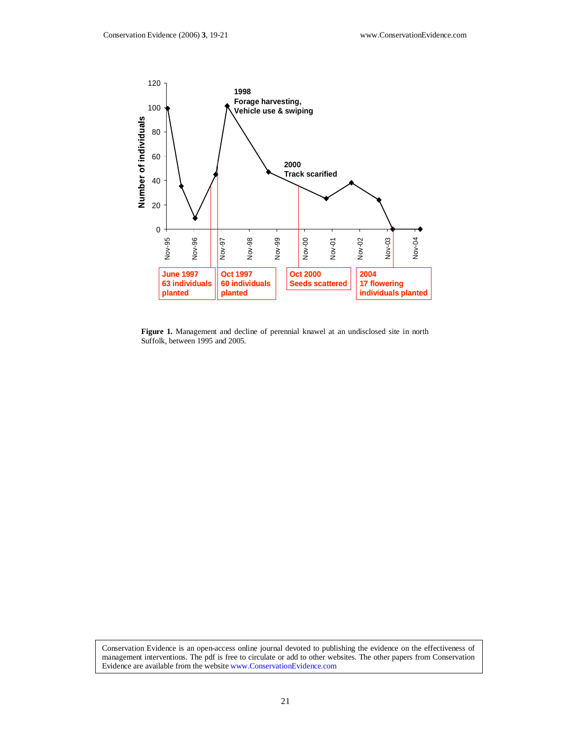120
100
80
60
40
20
0

Number of individuals

1998
Forage harvesting,
Vehicle use & swiping

2000
Track scarified

Nov-95
Nov-96
Nov-97
Nov-98
Nov-99
Nov-00
Nov-01
Nov-02
Nov-03
Nov-04

June 1997
63 individuals
planted

Oct 1997
60 individuals
planted

Oct 2000
Seeds scattered

2004
17 flowering
individuals planted

**Figure 1.** Management and decline of perennial knawel at an undisclosed site in north Suffolk, between 1995 and 2005.

Conservation Evidence is an open-access online journal devoted to publishing the evidence on the effectiveness of management interventions. The pdf is free to circulate or add to other websites. The other papers from Conservation Evidence are available from the website www.ConservationEvidence.com